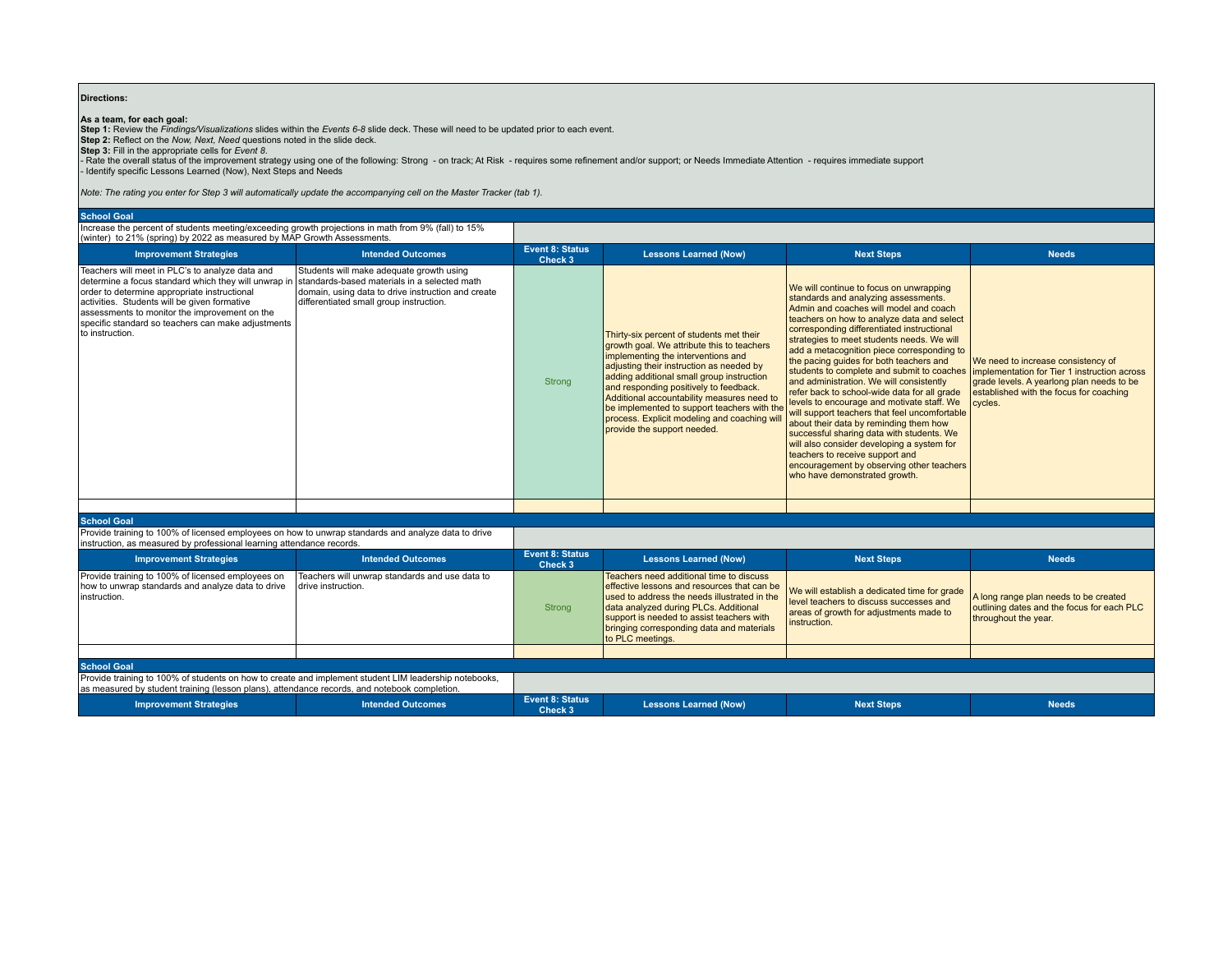**Directions:**

**As a team, for each goal:**
**Step 1:** Review the *Findings/Visualizations* slides within the *Events 6-8* slide deck. These will need to be updated prior to each event.
**Step 2:** Reflect on the *Now, Next, Need* questions noted in the slide deck.
**Step 3:** Fill in the appropriate cells for *Event 8*.
- Rate the overall status of the improvement strategy using one of the following: Strong - on track; At Risk - requires some refinement and/or support; or Needs Immediate Attention - requires immediate support
- Identify specific Lessons Learned (Now), Next Steps and Needs

*Note: The rating you enter for Step 3 will automatically update the accompanying cell on the Master Tracker (tab 1).*

**School Goal**

Increase the percent of students meeting/exceeding growth projections in math from 9% (fall) to 15% (winter) to 21% (spring) by 2022 as measured by MAP Growth Assessments.

| Improvement Strategies | Intended Outcomes | Event 8: Status Check 3 | Lessons Learned (Now) | Next Steps | Needs |
|---|---|---|---|---|---|
| Teachers will meet in PLC's to analyze data and determine a focus standard which they will unwrap in order to determine appropriate instructional activities. Students will be given formative assessments to monitor the improvement on the specific standard so teachers can make adjustments to instruction. | Students will make adequate growth using standards-based materials in a selected math domain, using data to drive instruction and create differentiated small group instruction. | Strong | Thirty-six percent of students met their growth goal. We attribute this to teachers implementing the interventions and adjusting their instruction as needed by adding additional small group instruction and responding positively to feedback. Additional accountability measures need to be implemented to support teachers with the process. Explicit modeling and coaching will provide the support needed. | We will continue to focus on unwrapping standards and analyzing assessments. Admin and coaches will model and coach teachers on how to analyze data and select corresponding differentiated instructional strategies to meet students needs. We will add a metacognition piece corresponding to the pacing guides for both teachers and students to complete and submit to coaches and administration. We will consistently refer back to school-wide data for all grade levels to encourage and motivate staff. We will support teachers that feel uncomfortable about their data by reminding them how successful sharing data with students. We will also consider developing a system for teachers to receive support and encouragement by observing other teachers who have demonstrated growth. | We need to increase consistency of implementation for Tier 1 instruction across grade levels. A yearlong plan needs to be established with the focus for coaching cycles. |
| | | | | | |

**School Goal**

Provide training to 100% of licensed employees on how to unwrap standards and analyze data to drive instruction, as measured by professional learning attendance records.

| Improvement Strategies | Intended Outcomes | Event 8: Status Check 3 | Lessons Learned (Now) | Next Steps | Needs |
|---|---|---|---|---|---|
| Provide training to 100% of licensed employees on how to unwrap standards and analyze data to drive instruction. | Teachers will unwrap standards and use data to drive instruction. | Strong | Teachers need additional time to discuss effective lessons and resources that can be used to address the needs illustrated in the data analyzed during PLCs. Additional support is needed to assist teachers with bringing corresponding data and materials to PLC meetings. | We will establish a dedicated time for grade level teachers to discuss successes and areas of growth for adjustments made to instruction. | A long range plan needs to be created outlining dates and the focus for each PLC throughout the year. |
| | | | | | |

**School Goal**

Provide training to 100% of students on how to create and implement student LIM leadership notebooks, as measured by student training (lesson plans), attendance records, and notebook completion.

| Improvement Strategies | Intended Outcomes | Event 8: Status Check 3 | Lessons Learned (Now) | Next Steps | Needs |
|---|---|---|---|---|---|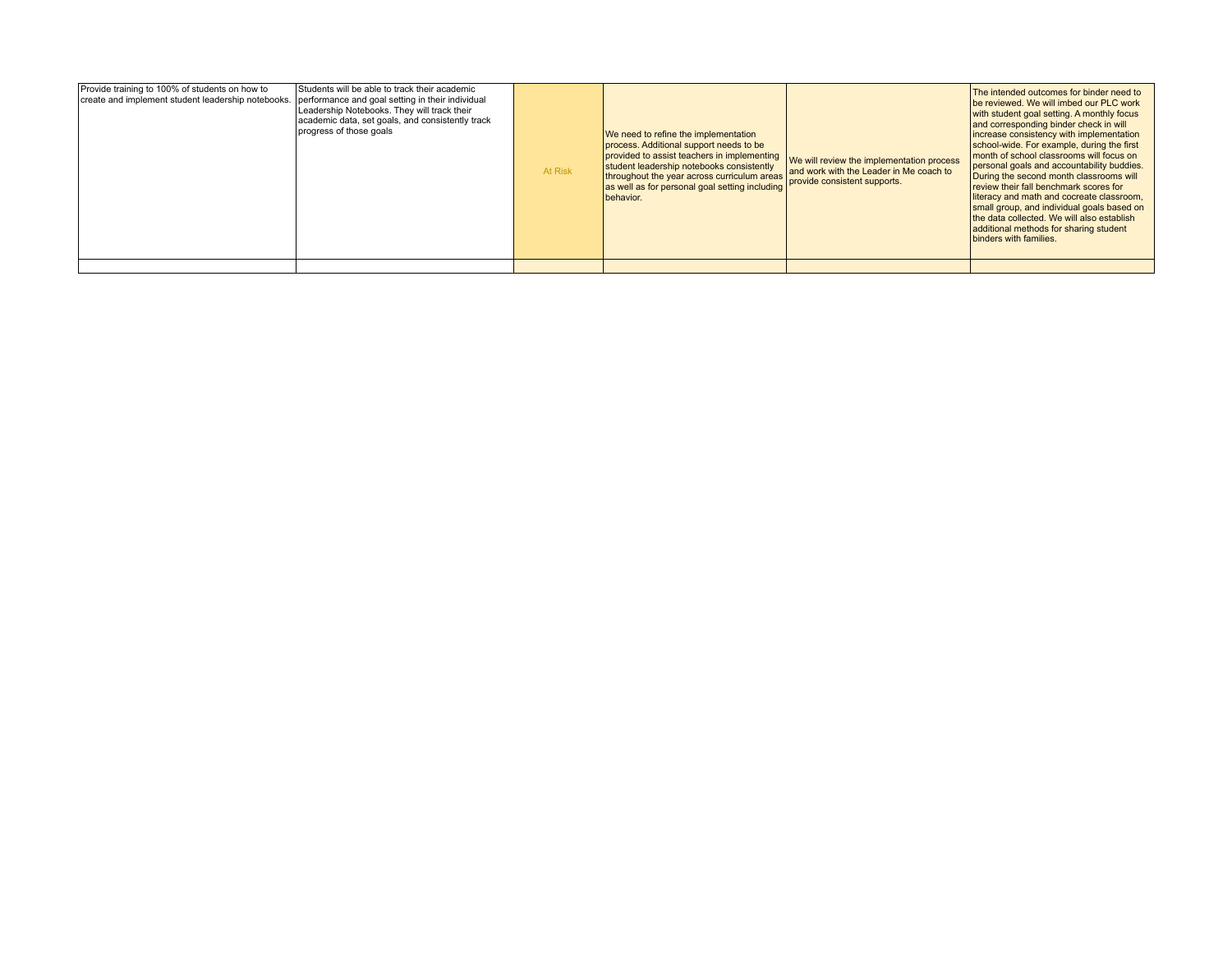| | | | | | |
|---|---|---|---|---|---|
| Provide training to 100% of students on how to create and implement student leadership notebooks. | Students will be able to track their academic performance and goal setting in their individual Leadership Notebooks. They will track their academic data, set goals, and consistently track progress of those goals | At Risk | We need to refine the implementation process. Additional support needs to be provided to assist teachers in implementing student leadership notebooks consistently throughout the year across curriculum areas as well as for personal goal setting including behavior. | We will review the implementation process and work with the Leader in Me coach to provide consistent supports. | The intended outcomes for binder need to be reviewed. We will imbed our PLC work with student goal setting. A monthly focus and corresponding binder check in will increase consistency with implementation school-wide. For example, during the first month of school classrooms will focus on personal goals and accountability buddies. During the second month classrooms will review their fall benchmark scores for literacy and math and cocreate classroom, small group, and individual goals based on the data collected. We will also establish additional methods for sharing student binders with families. |
| | | | | | |